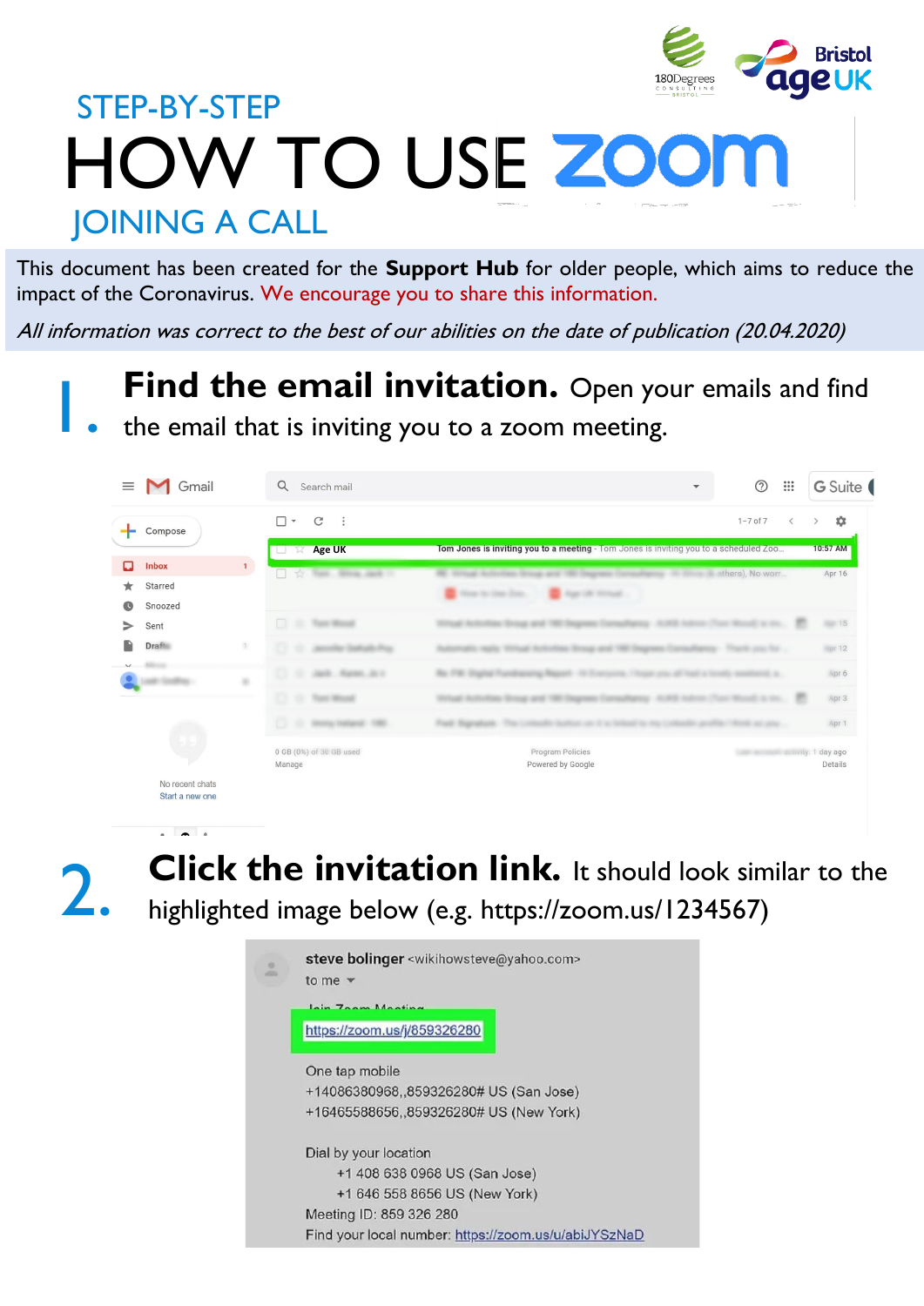STEP-BY-STEP

# HOW TO USE ZOOM

## JOINING A CALL

This document has been created for the **Support Hub** for older people, which aims to reduce the impact of the Coronavirus. We encourage you to share this information.

*All information was correct to the best of our abilities on the date of publication (20.04.2020)*

1. **Find the email invitation.** Open your emails and find the email that is inviting you to a zoom meeting.

2. **Click the invitation link.** It should look similar to the highlighted image below (e.g. https://zoom.us/1234567)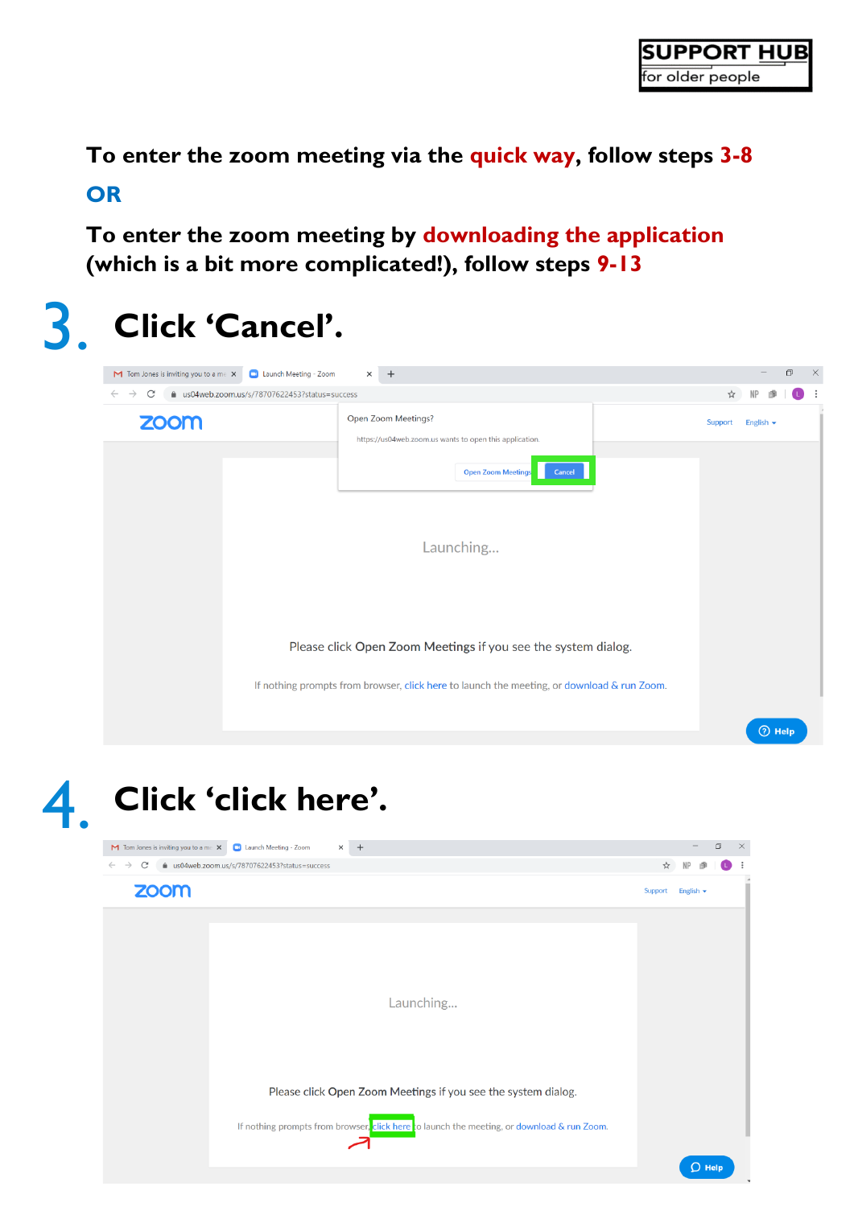**To enter the zoom meeting via the quick way, follow steps 3-8**

**OR**

**To enter the zoom meeting by downloading the application (which is a bit more complicated!), follow steps 9-13**

## 3. Click 'Cancel'.

## 4. Click 'click here'.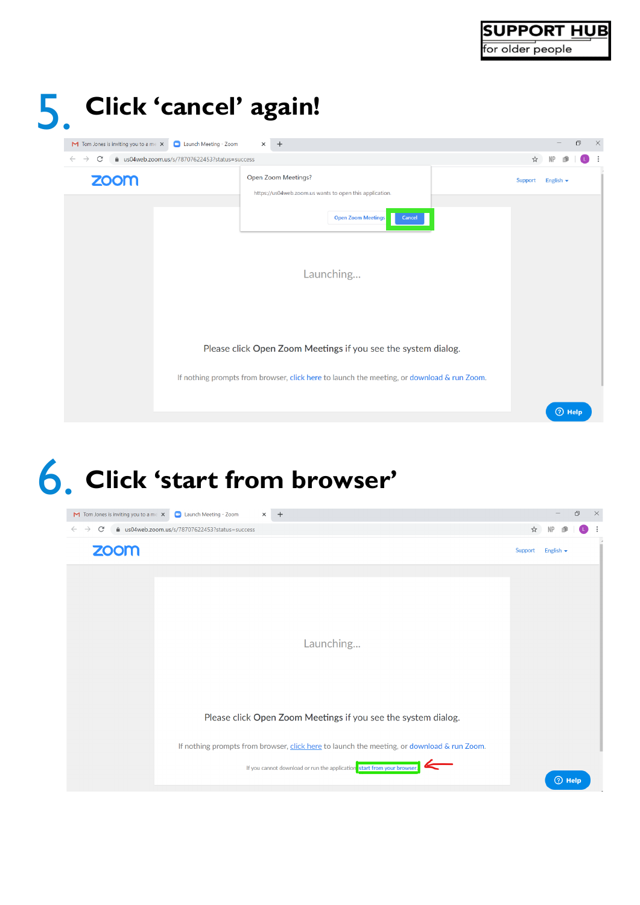## 5. Click 'cancel' again!

Open Zoom Meetings?

https://us04web.zoom.us wants to open this application.

Open Zoom Meetings | Cancel

Launching...

Please click Open Zoom Meetings if you see the system dialog.

If nothing prompts from browser, click here to launch the meeting, or download & run Zoom.

## 6. Click 'start from browser'

Launching...

Please click Open Zoom Meetings if you see the system dialog.

If nothing prompts from browser, click here to launch the meeting, or download & run Zoom.

If you cannot download or run the application, start from your browser.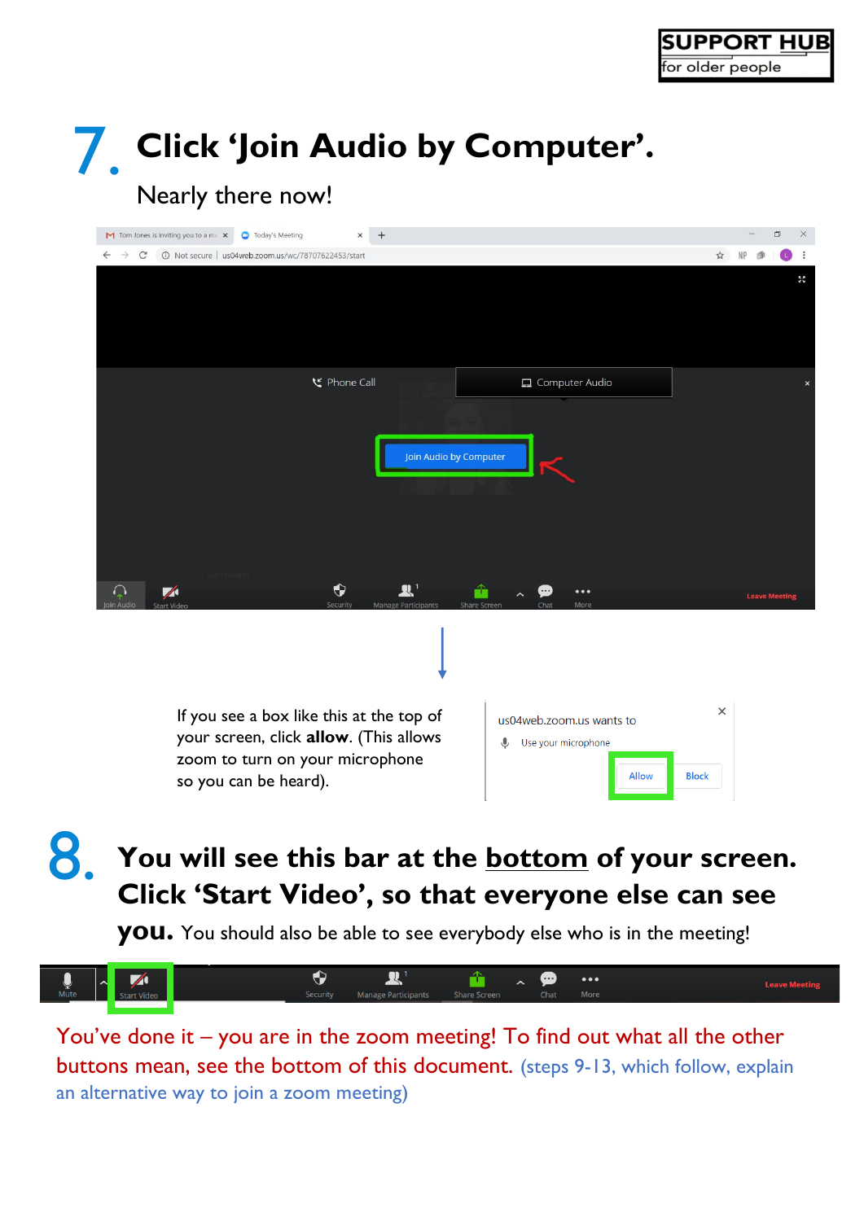## 7. Click 'Join Audio by Computer'.

Nearly there now!

If you see a box like this at the top of your screen, click **allow**. (This allows zoom to turn on your microphone so you can be heard).

## 8. You will see this bar at the bottom of your screen. Click 'Start Video', so that everyone else can see you.

You should also be able to see everybody else who is in the meeting!

You've done it – you are in the zoom meeting! To find out what all the other buttons mean, see the bottom of this document. (steps 9-13, which follow, explain an alternative way to join a zoom meeting)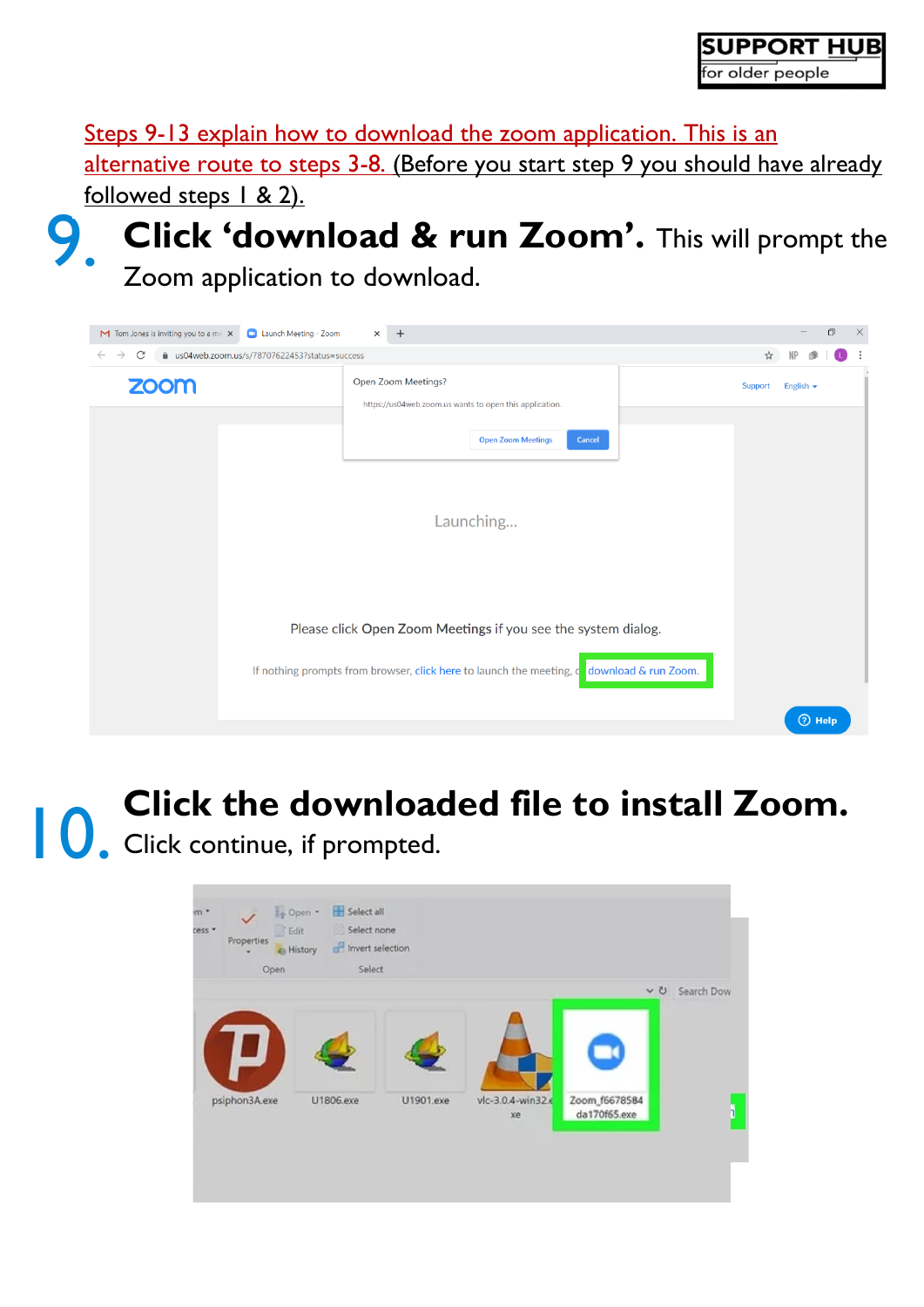Steps 9-13 explain how to download the zoom application. This is an alternative route to steps 3-8. (Before you start step 9 you should have already followed steps 1 & 2).

## 9. **Click 'download & run Zoom'.** This will prompt the Zoom application to download.

## 10. **Click the downloaded file to install Zoom.** Click continue, if prompted.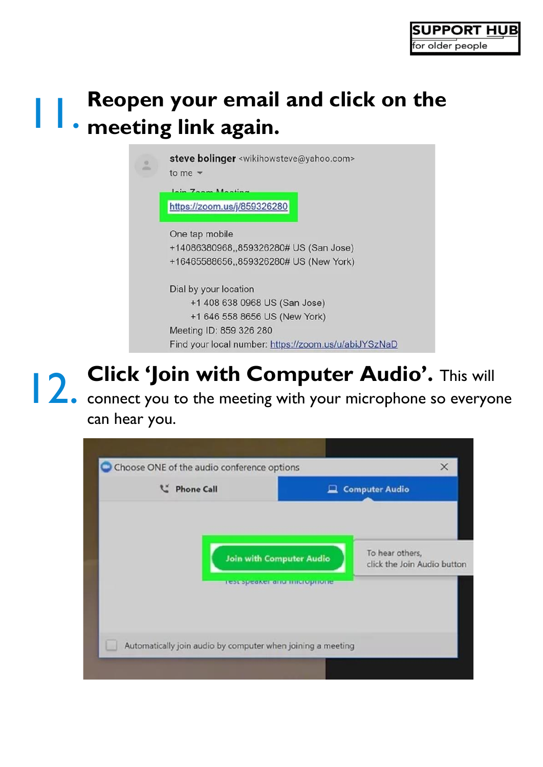11. **Reopen your email and click on the meeting link again.**

12. **Click 'Join with Computer Audio'.** This will connect you to the meeting with your microphone so everyone can hear you.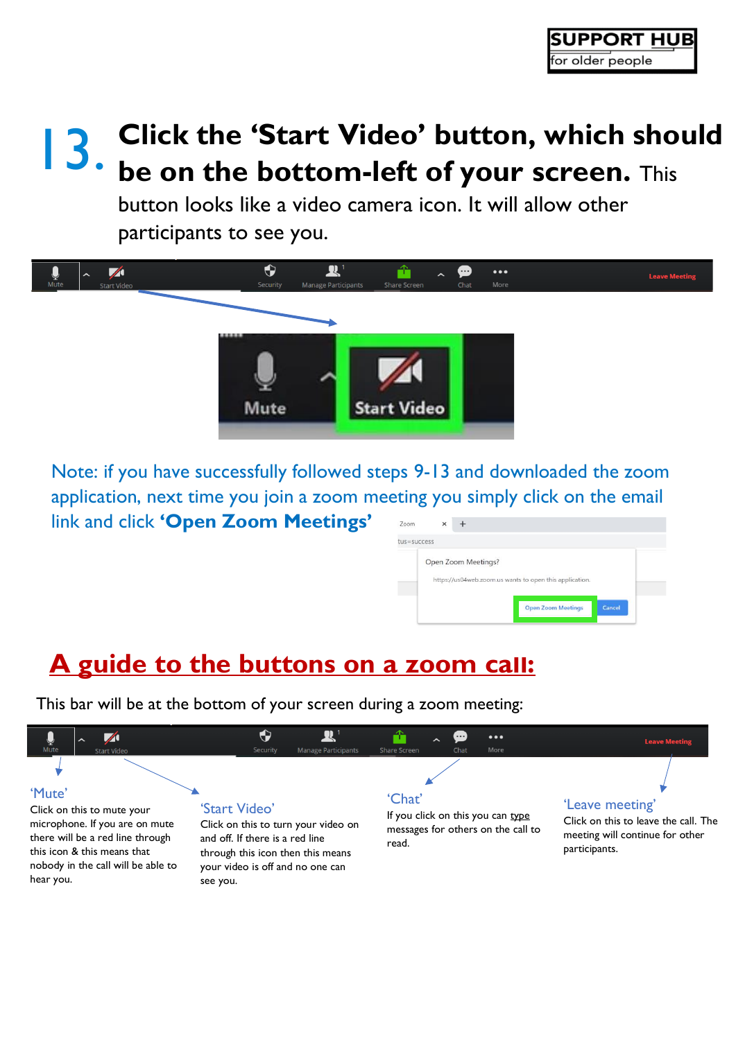## 13. Click the 'Start Video' button, which should be on the bottom-left of your screen.

This button looks like a video camera icon. It will allow other participants to see you.

Note: if you have successfully followed steps 9-13 and downloaded the zoom application, next time you join a zoom meeting you simply click on the email link and click **'Open Zoom Meetings'**

# A guide to the buttons on a zoom call:

This bar will be at the bottom of your screen during a zoom meeting:

**'Mute'**
Click on this to mute your microphone. If you are on mute there will be a red line through this icon & this means that nobody in the call will be able to hear you.

**'Start Video'**
Click on this to turn your video on and off. If there is a red line through this icon then this means your video is off and no one can see you.

**'Chat'**
If you click on this you can type messages for others on the call to read.

**'Leave meeting'**
Click on this to leave the call. The meeting will continue for other participants.